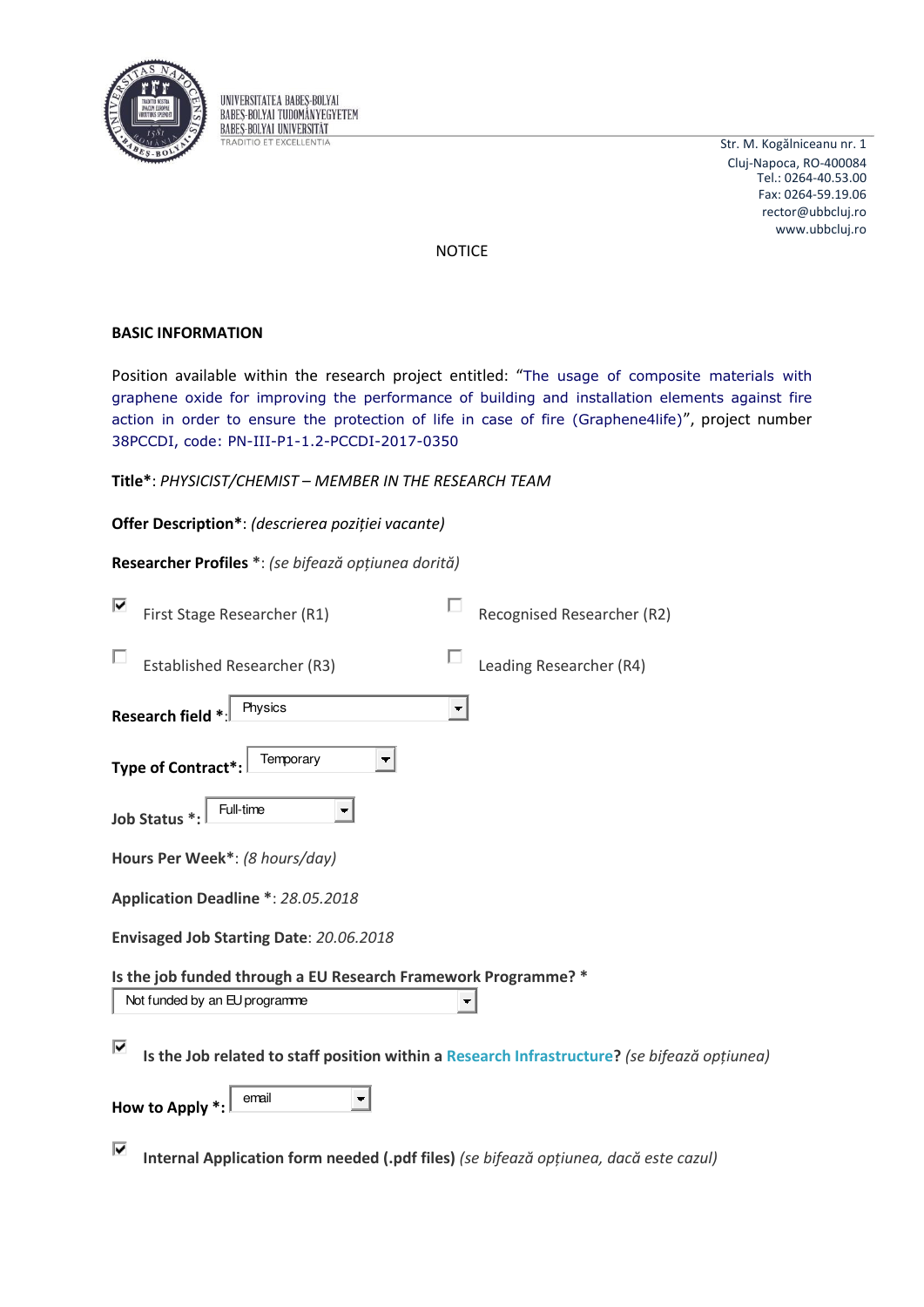UNIVERSITATEA BABEŞ-BOLYAI
BABEŞ-BOLYAI TUDOMÁNYEGYETEM
BABEŞ-BOLYAI UNIVERSITÄT
TRADITIO ET EXCELLENTIA

Str. M. Kogălniceanu nr. 1
Cluj-Napoca, RO-400084
Tel.: 0264-40.53.00
Fax: 0264-59.19.06
rector@ubbcluj.ro
www.ubbcluj.ro

NOTICE

**BASIC INFORMATION**

Position available within the research project entitled: "The usage of composite materials with graphene oxide for improving the performance of building and installation elements against fire action in order to ensure the protection of life in case of fire (Graphene4life)", project number 38PCCDI, code: PN-III-P1-1.2-PCCDI-2017-0350

**Title***: *PHYSICIST/CHEMIST – MEMBER IN THE RESEARCH TEAM*

**Offer Description***: *(descrierea poziției vacante)*

**Researcher Profiles** *: *(se bifează opțiunea dorită)*

- [x] First Stage Researcher (R1)
- [ ] Recognised Researcher (R2)
- [ ] Established Researcher (R3)
- [ ] Leading Researcher (R4)

**Research field** *: Physics

**Type of Contract***: Temporary

**Job Status** *: Full-time

**Hours Per Week***: *(8 hours/day)*

**Application Deadline** *: *28.05.2018*

**Envisaged Job Starting Date**: *20.06.2018*

**Is the job funded through a EU Research Framework Programme?** *
Not funded by an EU programme

- [x] **Is the Job related to staff position within a Research Infrastructure?** *(se bifează opțiunea)*

**How to Apply** *: email

- [x] **Internal Application form needed (.pdf files)** *(se bifează opțiunea, dacă este cazul)*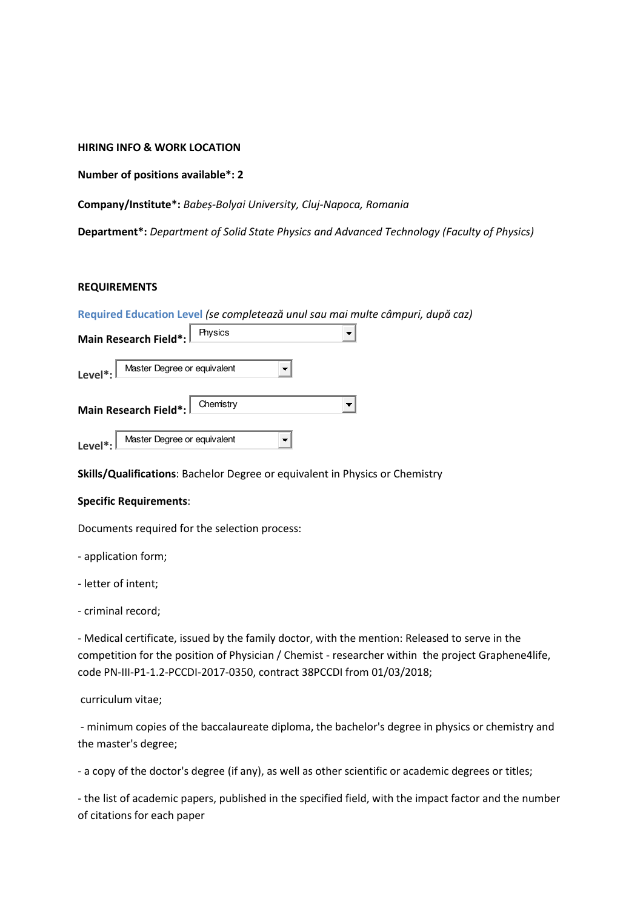**HIRING INFO & WORK LOCATION**

**Number of positions available*: 2**

**Company/Institute*:** *Babeș-Bolyai University, Cluj-Napoca, Romania*

**Department*:** *Department of Solid State Physics and Advanced Technology (Faculty of Physics)*

**REQUIREMENTS**

Required Education Level *(se completează unul sau mai multe câmpuri, după caz)*

**Main Research Field*:** Physics

**Level*:** Master Degree or equivalent

**Main Research Field*:** Chemistry

**Level*:** Master Degree or equivalent

**Skills/Qualifications**: Bachelor Degree or equivalent in Physics or Chemistry

**Specific Requirements**:

Documents required for the selection process:

- application form;

- letter of intent;

- criminal record;

- Medical certificate, issued by the family doctor, with the mention: Released to serve in the competition for the position of Physician / Chemist - researcher within the project Graphene4life, code PN-III-P1-1.2-PCCDI-2017-0350, contract 38PCCDI from 01/03/2018;

curriculum vitae;

- minimum copies of the baccalaureate diploma, the bachelor's degree in physics or chemistry and the master's degree;

- a copy of the doctor's degree (if any), as well as other scientific or academic degrees or titles;

- the list of academic papers, published in the specified field, with the impact factor and the number of citations for each paper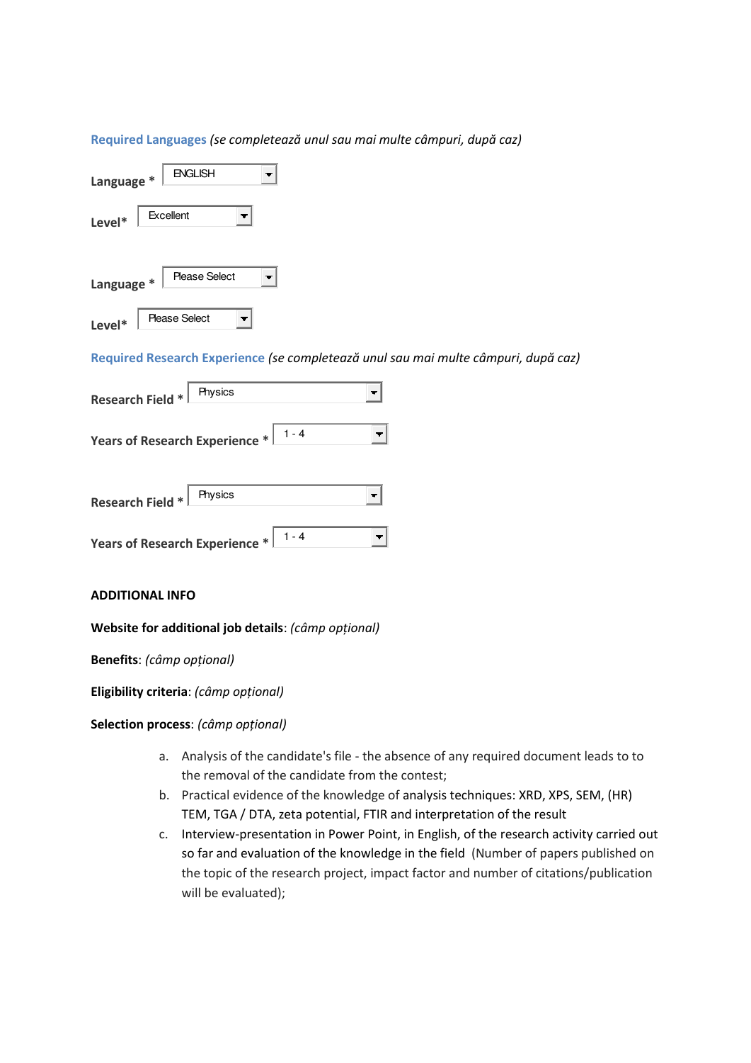**Required Languages** *(se completează unul sau mai multe câmpuri, după caz)*

**Language *** ENGLISH

**Level*** Excellent

**Language *** Please Select

**Level*** Please Select

**Required Research Experience** *(se completează unul sau mai multe câmpuri, după caz)*

**Research Field *** Physics

**Years of Research Experience *** 1 - 4

**Research Field *** Physics

**Years of Research Experience *** 1 - 4

**ADDITIONAL INFO**

**Website for additional job details**: *(câmp opțional)*

**Benefits**: *(câmp opțional)*

**Eligibility criteria**: *(câmp opțional)*

**Selection process**: *(câmp opțional)*

a. Analysis of the candidate's file - the absence of any required document leads to to the removal of the candidate from the contest;
b. Practical evidence of the knowledge of analysis techniques: XRD, XPS, SEM, (HR) TEM, TGA / DTA, zeta potential, FTIR and interpretation of the result
c. Interview-presentation in Power Point, in English, of the research activity carried out so far and evaluation of the knowledge in the field (Number of papers published on the topic of the research project, impact factor and number of citations/publication will be evaluated);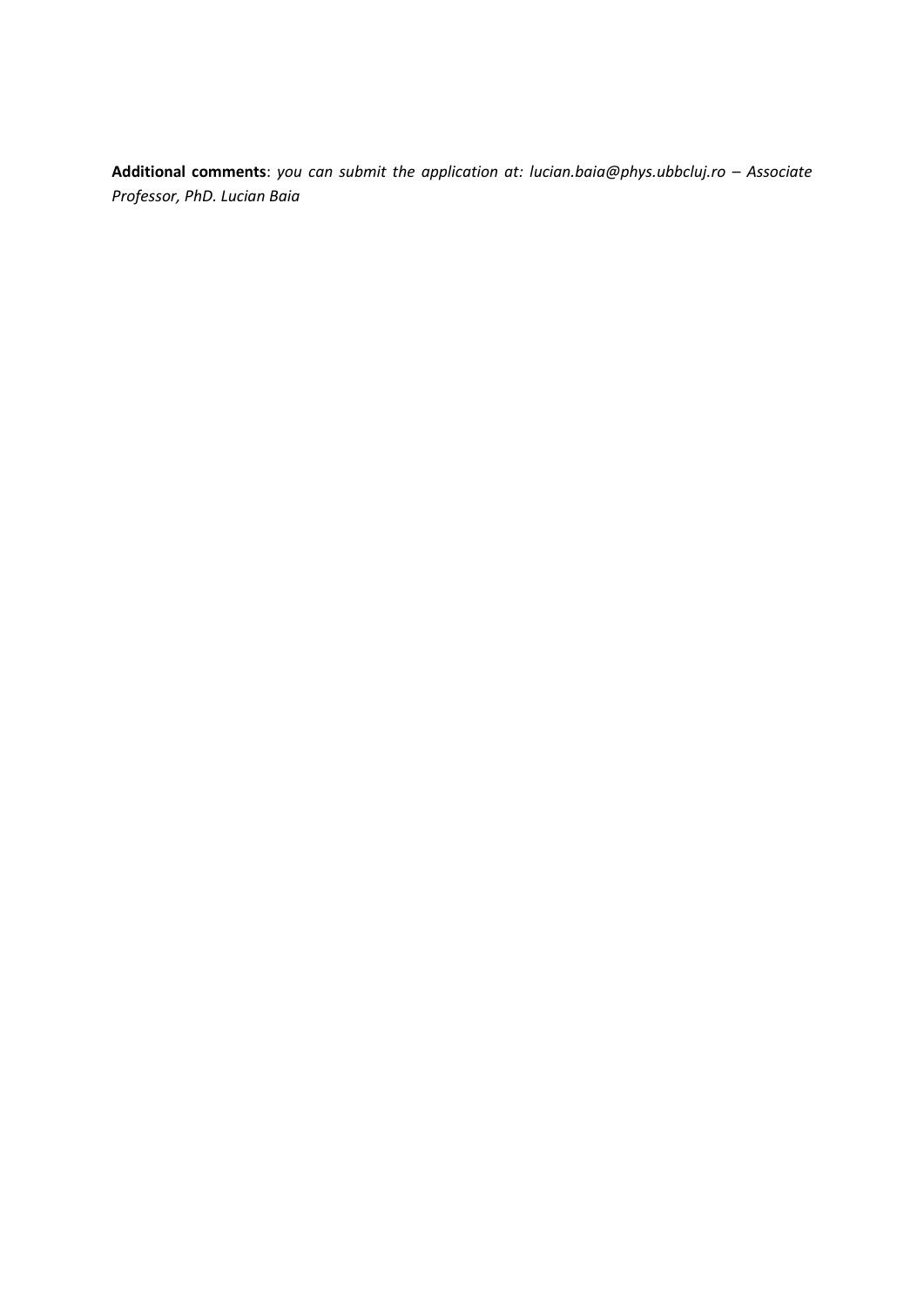**Additional comments**: *you can submit the application at: lucian.baia@phys.ubbcluj.ro – Associate Professor, PhD. Lucian Baia*